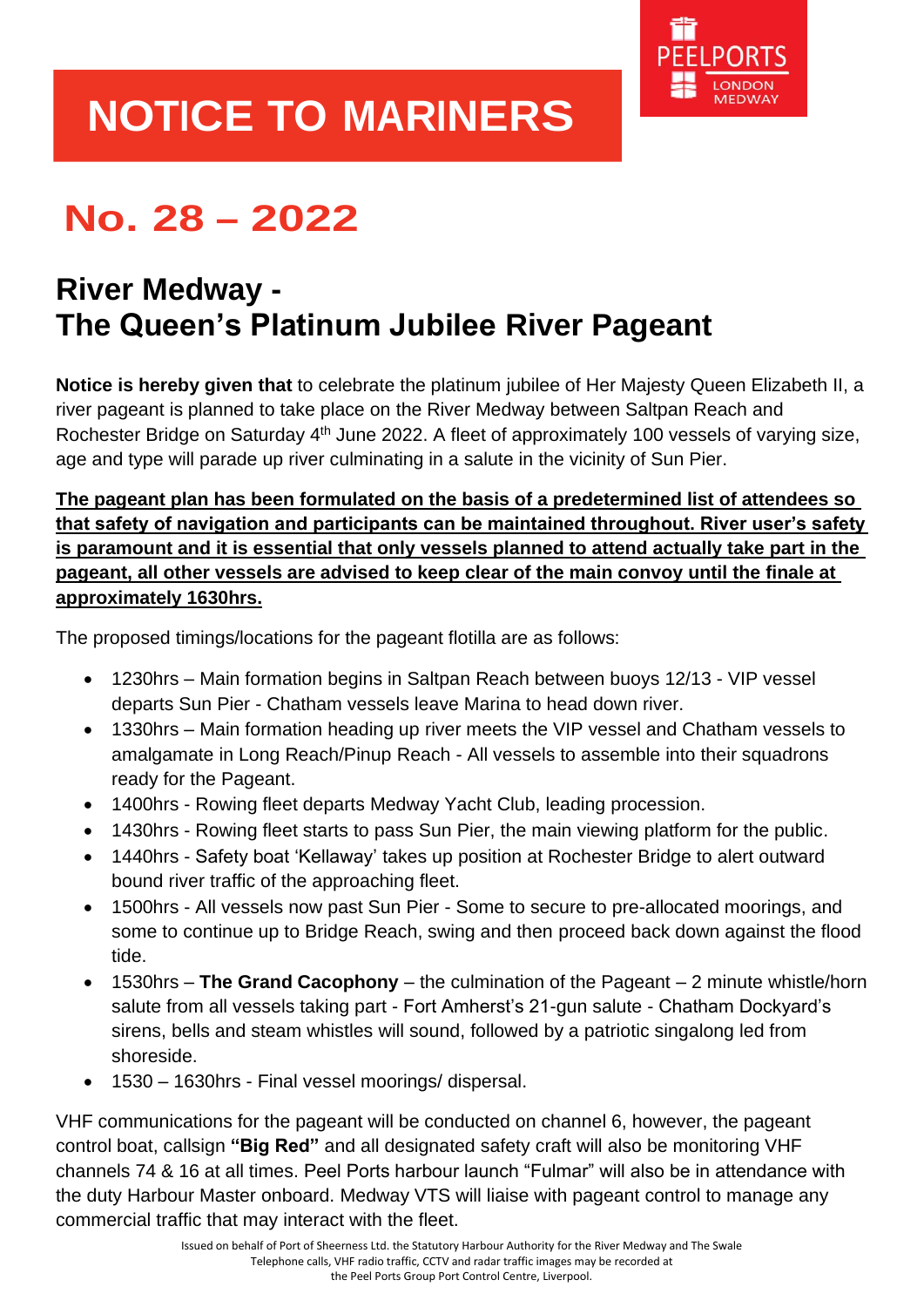# NOTICE TO MARINERS

PEELPORTS LONDON MEDWAY

## No. 28 – 2022

## River Medway -
## The Queen's Platinum Jubilee River Pageant

**Notice is hereby given that** to celebrate the platinum jubilee of Her Majesty Queen Elizabeth II, a river pageant is planned to take place on the River Medway between Saltpan Reach and Rochester Bridge on Saturday 4th June 2022. A fleet of approximately 100 vessels of varying size, age and type will parade up river culminating in a salute in the vicinity of Sun Pier.

**The pageant plan has been formulated on the basis of a predetermined list of attendees so that safety of navigation and participants can be maintained throughout. River user's safety is paramount and it is essential that only vessels planned to attend actually take part in the pageant, all other vessels are advised to keep clear of the main convoy until the finale at approximately 1630hrs.**

The proposed timings/locations for the pageant flotilla are as follows:

- 1230hrs – Main formation begins in Saltpan Reach between buoys 12/13 - VIP vessel departs Sun Pier - Chatham vessels leave Marina to head down river.
- 1330hrs – Main formation heading up river meets the VIP vessel and Chatham vessels to amalgamate in Long Reach/Pinup Reach - All vessels to assemble into their squadrons ready for the Pageant.
- 1400hrs - Rowing fleet departs Medway Yacht Club, leading procession.
- 1430hrs - Rowing fleet starts to pass Sun Pier, the main viewing platform for the public.
- 1440hrs - Safety boat 'Kellaway' takes up position at Rochester Bridge to alert outward bound river traffic of the approaching fleet.
- 1500hrs - All vessels now past Sun Pier - Some to secure to pre-allocated moorings, and some to continue up to Bridge Reach, swing and then proceed back down against the flood tide.
- 1530hrs – **The Grand Cacophony** – the culmination of the Pageant – 2 minute whistle/horn salute from all vessels taking part - Fort Amherst's 21-gun salute - Chatham Dockyard's sirens, bells and steam whistles will sound, followed by a patriotic singalong led from shoreside.
- 1530 – 1630hrs - Final vessel moorings/ dispersal.

VHF communications for the pageant will be conducted on channel 6, however, the pageant control boat, callsign **"Big Red"** and all designated safety craft will also be monitoring VHF channels 74 & 16 at all times. Peel Ports harbour launch "Fulmar" will also be in attendance with the duty Harbour Master onboard. Medway VTS will liaise with pageant control to manage any commercial traffic that may interact with the fleet.

Issued on behalf of Port of Sheerness Ltd. the Statutory Harbour Authority for the River Medway and The Swale
Telephone calls, VHF radio traffic, CCTV and radar traffic images may be recorded at the Peel Ports Group Port Control Centre, Liverpool.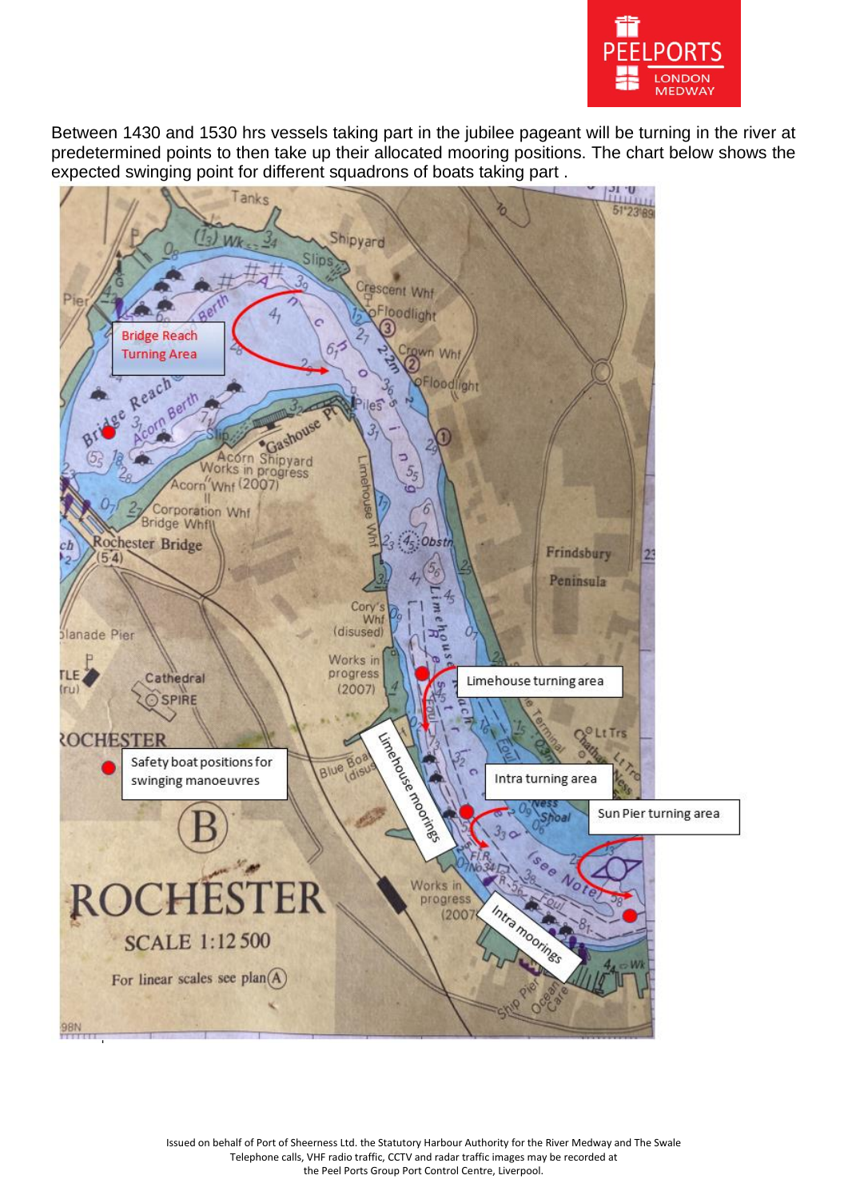Between 1430 and 1530 hrs vessels taking part in the jubilee pageant will be turning in the river at predetermined points to then take up their allocated mooring positions. The chart below shows the expected swinging point for different squadrons of boats taking part .

Bridge Reach Turning Area

Limehouse turning area

Intra turning area

Sun Pier turning area

Safety boat positions for swinging manoeuvres

Limehouse moorings

Intra moorings

Issued on behalf of Port of Sheerness Ltd. the Statutory Harbour Authority for the River Medway and The Swale
Telephone calls, VHF radio traffic, CCTV and radar traffic images may be recorded at
the Peel Ports Group Port Control Centre, Liverpool.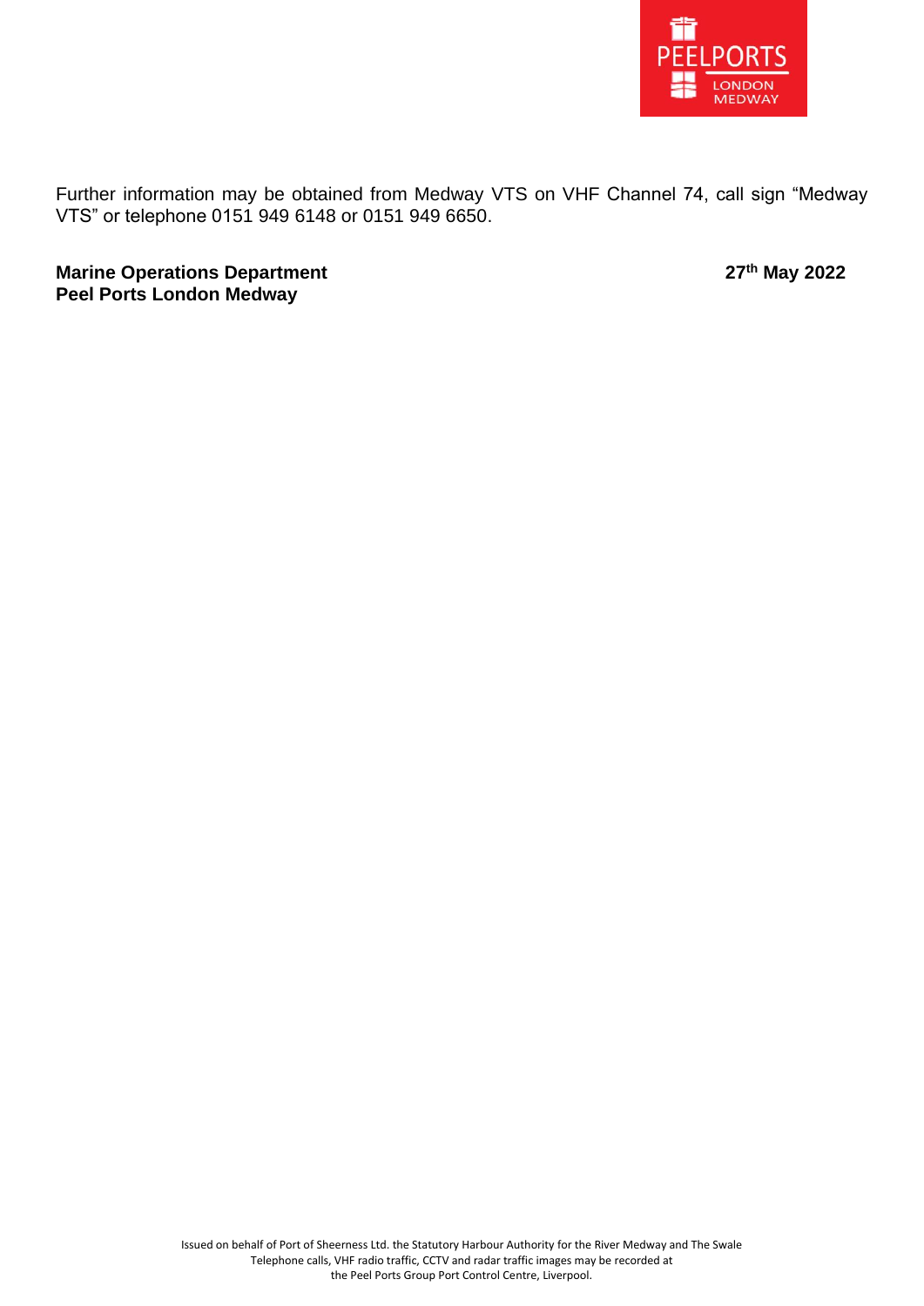Further information may be obtained from Medway VTS on VHF Channel 74, call sign "Medway VTS" or telephone 0151 949 6148 or 0151 949 6650.

**Marine Operations Department**
**Peel Ports London Medway**

**27th May 2022**